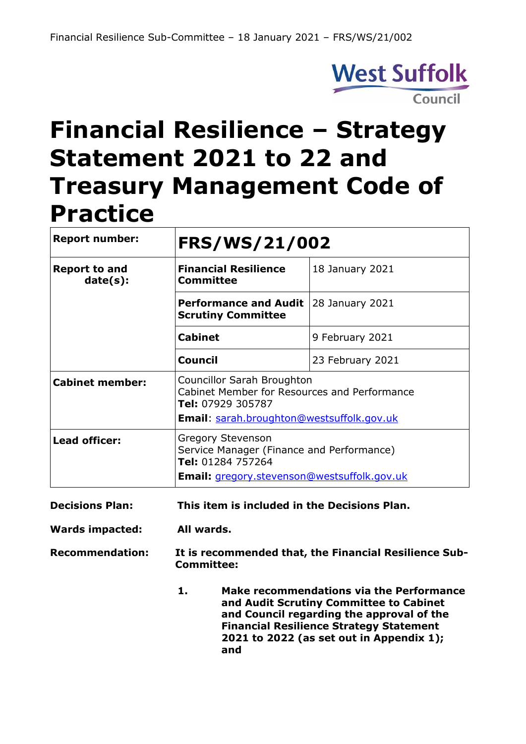# Financial Resilience – Strategy Statement 2021 to 22 and Treasury Management Code of Practice

| Report number: | **FRS/WS/21/002** | |
|---|---|---|
| **Report to and date(s):** | **Financial Resilience Committee** | 18 January 2021 |
| | **Performance and Audit Scrutiny Committee** | 28 January 2021 |
| | **Cabinet** | 9 February 2021 |
| | **Council** | 23 February 2021 |
| **Cabinet member:** | Councillor Sarah Broughton<br>Cabinet Member for Resources and Performance<br>**Tel:** 07929 305787<br>**Email**: sarah.broughton@westsuffolk.gov.uk | |
| **Lead officer:** | Gregory Stevenson<br>Service Manager (Finance and Performance)<br>**Tel:** 01284 757264<br>**Email:** gregory.stevenson@westsuffolk.gov.uk | |

**Decisions Plan:** **This item is included in the Decisions Plan.**

**Wards impacted:** **All wards.**

**Recommendation:** **It is recommended that, the Financial Resilience Sub-Committee:**

1. **Make recommendations via the Performance and Audit Scrutiny Committee to Cabinet and Council regarding the approval of the Financial Resilience Strategy Statement 2021 to 2022 (as set out in Appendix 1); and**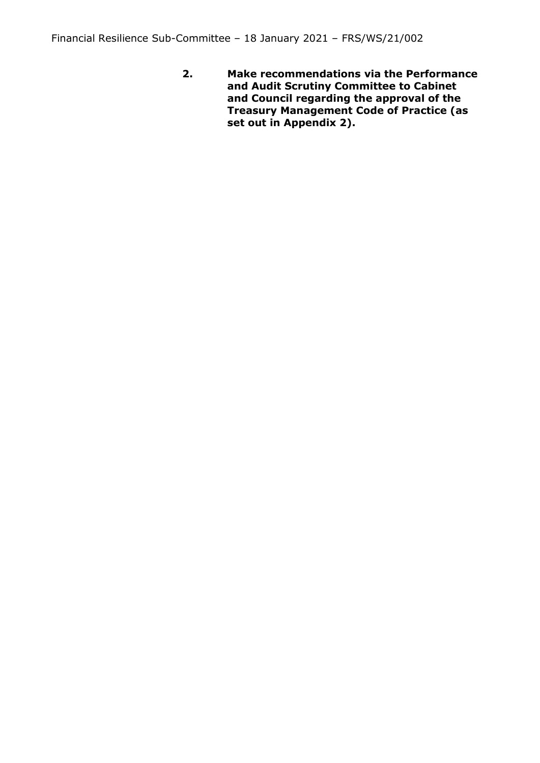**2. Make recommendations via the Performance and Audit Scrutiny Committee to Cabinet and Council regarding the approval of the Treasury Management Code of Practice (as set out in Appendix 2).**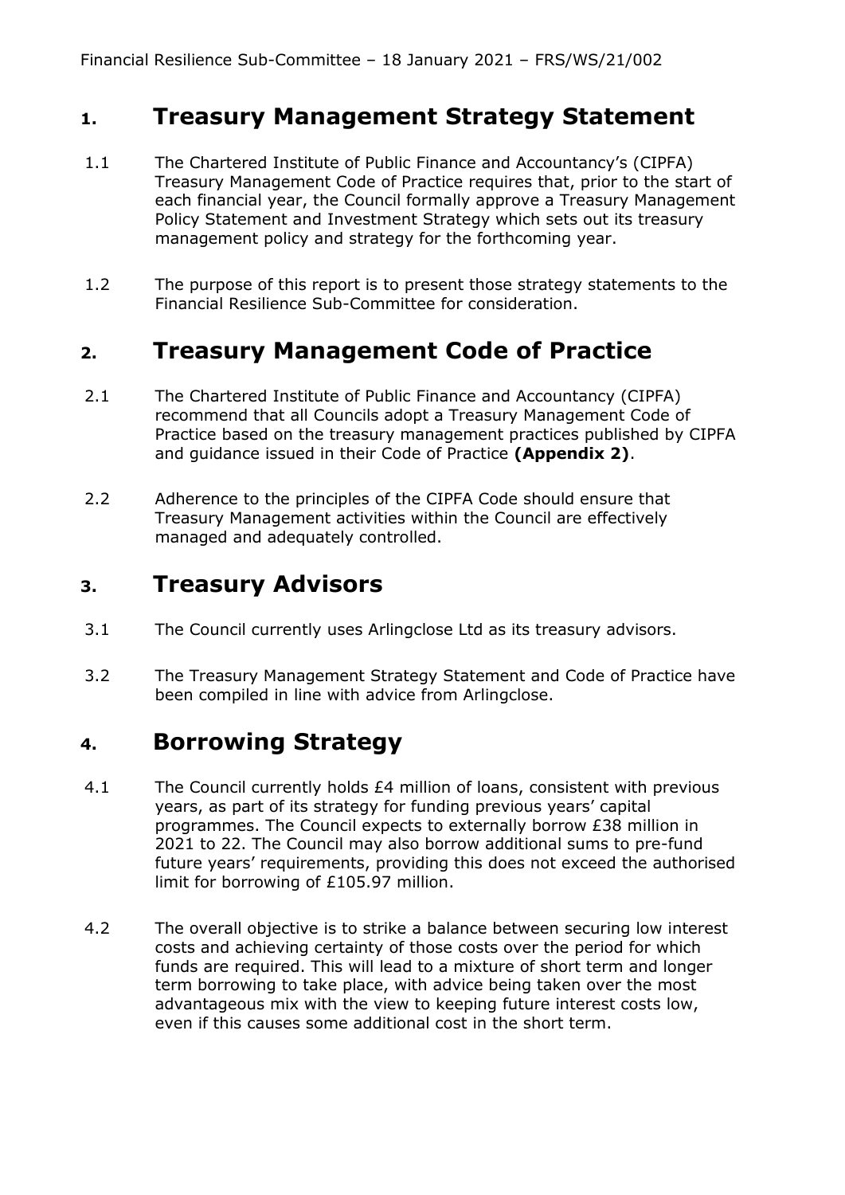## 1. Treasury Management Strategy Statement

1.1 The Chartered Institute of Public Finance and Accountancy's (CIPFA) Treasury Management Code of Practice requires that, prior to the start of each financial year, the Council formally approve a Treasury Management Policy Statement and Investment Strategy which sets out its treasury management policy and strategy for the forthcoming year.

1.2 The purpose of this report is to present those strategy statements to the Financial Resilience Sub-Committee for consideration.

## 2. Treasury Management Code of Practice

2.1 The Chartered Institute of Public Finance and Accountancy (CIPFA) recommend that all Councils adopt a Treasury Management Code of Practice based on the treasury management practices published by CIPFA and guidance issued in their Code of Practice **(Appendix 2)**.

2.2 Adherence to the principles of the CIPFA Code should ensure that Treasury Management activities within the Council are effectively managed and adequately controlled.

## 3. Treasury Advisors

3.1 The Council currently uses Arlingclose Ltd as its treasury advisors.

3.2 The Treasury Management Strategy Statement and Code of Practice have been compiled in line with advice from Arlingclose.

## 4. Borrowing Strategy

4.1 The Council currently holds £4 million of loans, consistent with previous years, as part of its strategy for funding previous years' capital programmes. The Council expects to externally borrow £38 million in 2021 to 22. The Council may also borrow additional sums to pre-fund future years' requirements, providing this does not exceed the authorised limit for borrowing of £105.97 million.

4.2 The overall objective is to strike a balance between securing low interest costs and achieving certainty of those costs over the period for which funds are required. This will lead to a mixture of short term and longer term borrowing to take place, with advice being taken over the most advantageous mix with the view to keeping future interest costs low, even if this causes some additional cost in the short term.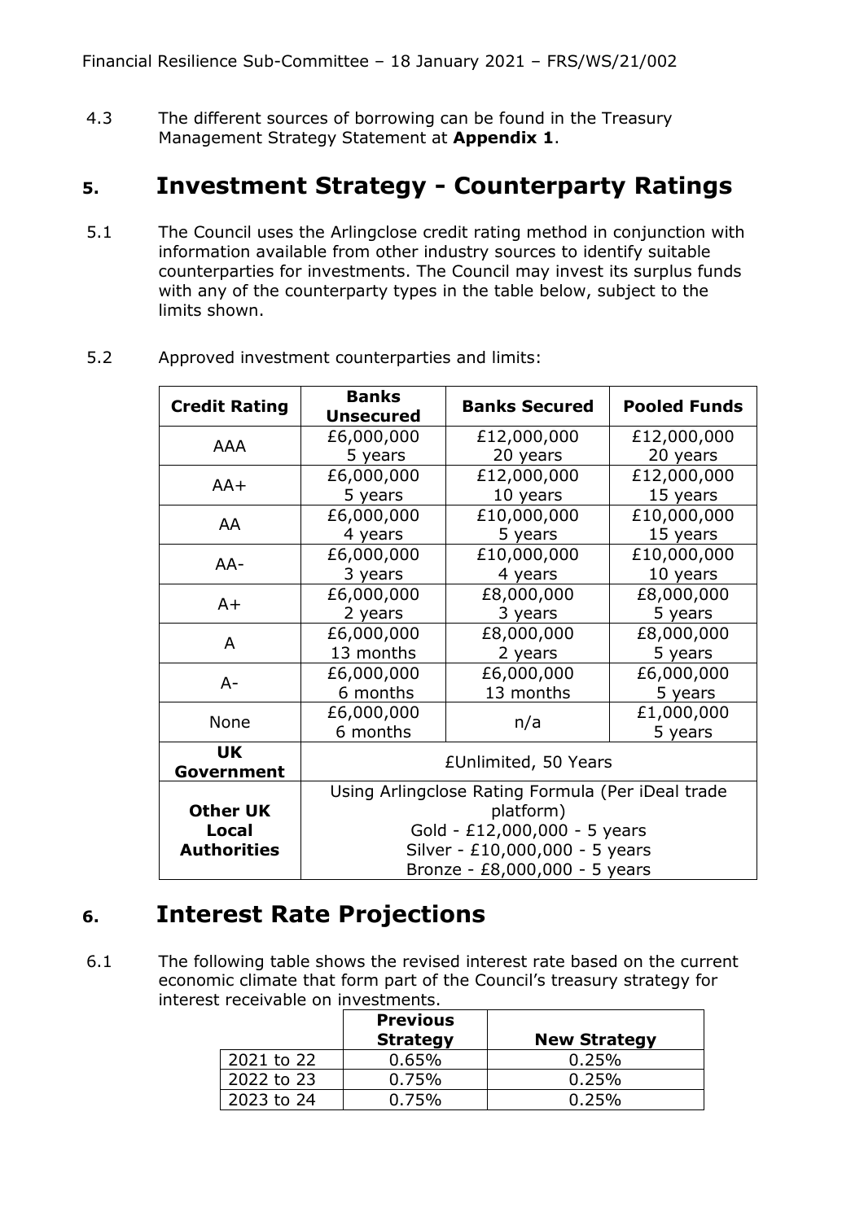4.3 The different sources of borrowing can be found in the Treasury Management Strategy Statement at **Appendix 1**.

## 5. Investment Strategy - Counterparty Ratings

5.1 The Council uses the Arlingclose credit rating method in conjunction with information available from other industry sources to identify suitable counterparties for investments. The Council may invest its surplus funds with any of the counterparty types in the table below, subject to the limits shown.

5.2 Approved investment counterparties and limits:

| Credit Rating | Banks Unsecured | Banks Secured | Pooled Funds |
|---|---|---|---|
| AAA | £6,000,000 5 years | £12,000,000 20 years | £12,000,000 20 years |
| AA+ | £6,000,000 5 years | £12,000,000 10 years | £12,000,000 15 years |
| AA | £6,000,000 4 years | £10,000,000 5 years | £10,000,000 15 years |
| AA- | £6,000,000 3 years | £10,000,000 4 years | £10,000,000 10 years |
| A+ | £6,000,000 2 years | £8,000,000 3 years | £8,000,000 5 years |
| A | £6,000,000 13 months | £8,000,000 2 years | £8,000,000 5 years |
| A- | £6,000,000 6 months | £6,000,000 13 months | £6,000,000 5 years |
| None | £6,000,000 6 months | n/a | £1,000,000 5 years |
| **UK Government** | £Unlimited, 50 Years | | |
| **Other UK Local Authorities** | Using Arlingclose Rating Formula (Per iDeal trade platform) Gold - £12,000,000 - 5 years Silver - £10,000,000 - 5 years Bronze - £8,000,000 - 5 years | | |

## 6. Interest Rate Projections

6.1 The following table shows the revised interest rate based on the current economic climate that form part of the Council's treasury strategy for interest receivable on investments.

| | Previous Strategy | New Strategy |
|---|---|---|
| 2021 to 22 | 0.65% | 0.25% |
| 2022 to 23 | 0.75% | 0.25% |
| 2023 to 24 | 0.75% | 0.25% |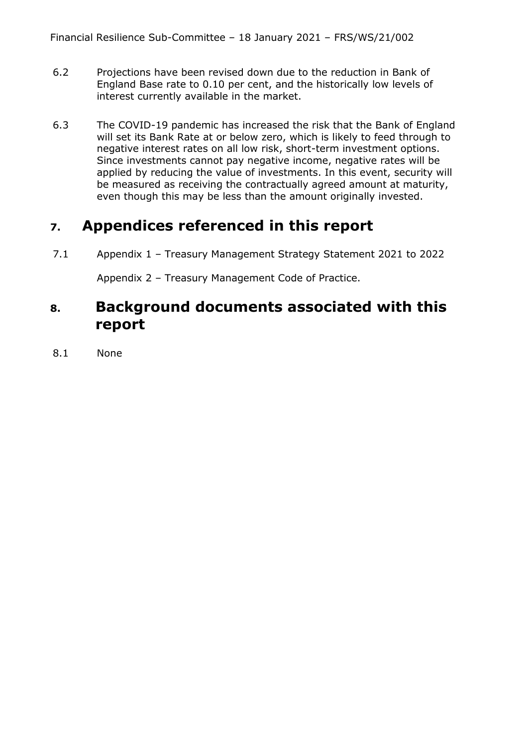6.2 Projections have been revised down due to the reduction in Bank of England Base rate to 0.10 per cent, and the historically low levels of interest currently available in the market.

6.3 The COVID-19 pandemic has increased the risk that the Bank of England will set its Bank Rate at or below zero, which is likely to feed through to negative interest rates on all low risk, short-term investment options. Since investments cannot pay negative income, negative rates will be applied by reducing the value of investments. In this event, security will be measured as receiving the contractually agreed amount at maturity, even though this may be less than the amount originally invested.

## 7. Appendices referenced in this report

7.1 Appendix 1 – Treasury Management Strategy Statement 2021 to 2022

Appendix 2 – Treasury Management Code of Practice.

## 8. Background documents associated with this report

8.1 None